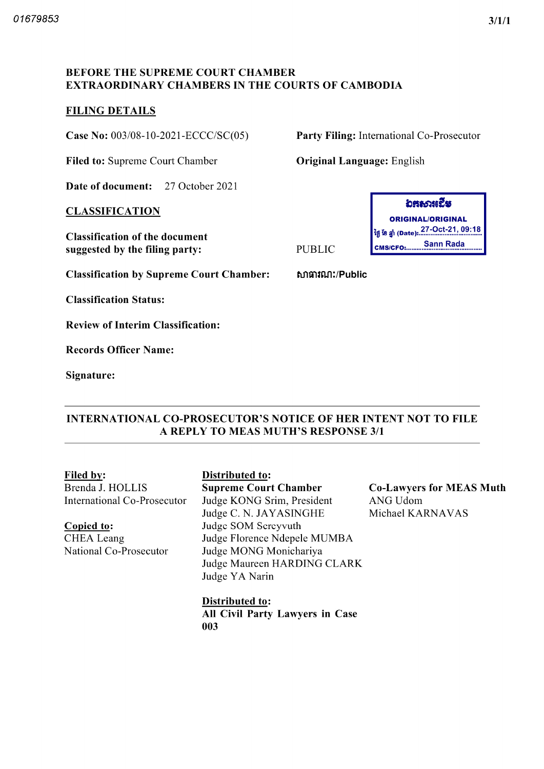01679853

3/1/1

**BEFORE THE SUPREME COURT CHAMBER**
**EXTRAORDINARY CHAMBERS IN THE COURTS OF CAMBODIA**

**FILING DETAILS**

**Case No:** 003/08-10-2021-ECCC/SC(05)

**Party Filing:** International Co-Prosecutor

**Filed to:** Supreme Court Chamber

**Original Language:** English

**Date of document:** 27 October 2021

ឯកសារដើម
ORIGINAL/ORIGINAL
ថ្ងៃ ខែ ឆ្នាំ (Date): 27-Oct-21, 09:18
CMS/CFO: Sann Rada

**CLASSIFICATION**

**Classification of the document suggested by the filing party:** PUBLIC

**Classification by Supreme Court Chamber:** សាធារណៈ/Public

**Classification Status:**

**Review of Interim Classification:**

**Records Officer Name:**

**Signature:**

---

**INTERNATIONAL CO-PROSECUTOR'S NOTICE OF HER INTENT NOT TO FILE A REPLY TO MEAS MUTH'S RESPONSE 3/1**

---

**Filed by:**
Brenda J. HOLLIS
International Co-Prosecutor

**Copied to:**
CHEA Leang
National Co-Prosecutor

**Distributed to:**
**Supreme Court Chamber**
Judge KONG Srim, President
Judge C. N. JAYASINGHE
Judge SOM Sereyvuth
Judge Florence Ndepele MUMBA
Judge MONG Monichariya
Judge Maureen HARDING CLARK
Judge YA Narin

**Co-Lawyers for MEAS Muth**
ANG Udom
Michael KARNAVAS

**Distributed to:**
**All Civil Party Lawyers in Case 003**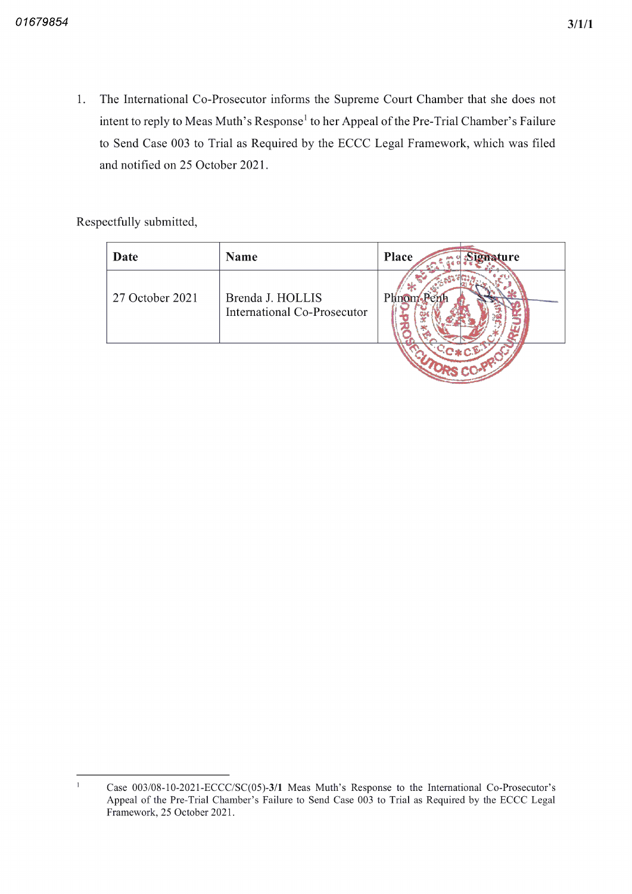1. The International Co-Prosecutor informs the Supreme Court Chamber that she does not intent to reply to Meas Muth's Response[1] to her Appeal of the Pre-Trial Chamber's Failure to Send Case 003 to Trial as Required by the ECCC Legal Framework, which was filed and notified on 25 October 2021.

Respectfully submitted,

| Date | Name | Place | Signature |
|---|---|---|---|
| 27 October 2021 | Brenda J. HOLLIS<br>International Co-Prosecutor | Phnom Penh | |

[1] Case 003/08-10-2021-ECCC/SC(05)-**3/1** Meas Muth's Response to the International Co-Prosecutor's Appeal of the Pre-Trial Chamber's Failure to Send Case 003 to Trial as Required by the ECCC Legal Framework, 25 October 2021.